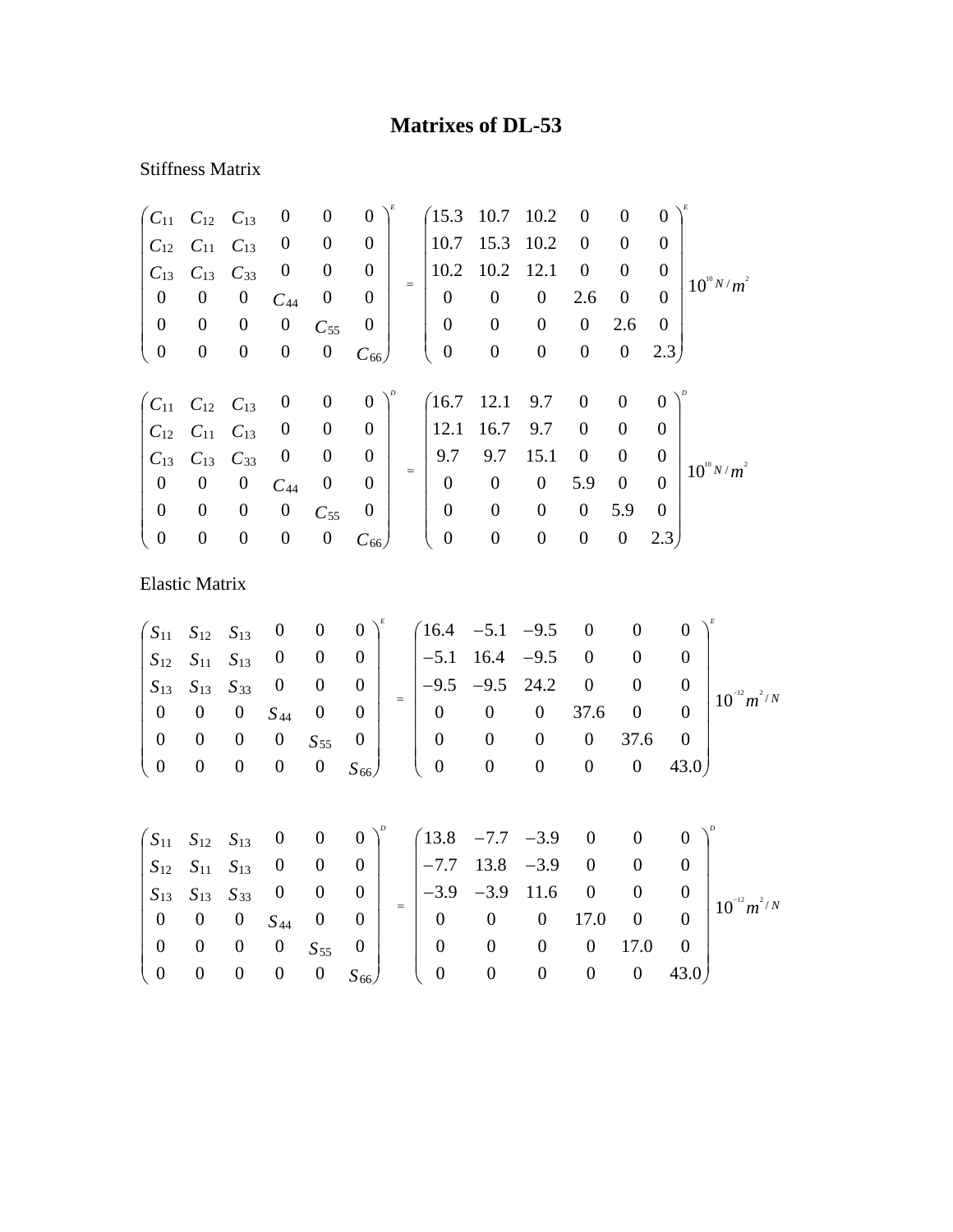# Matrixes of DL-53

Stiffness Matrix

$$
\begin{pmatrix}
C_{11} & C_{12} & C_{13} & 0 & 0 & 0 \\
C_{12} & C_{11} & C_{13} & 0 & 0 & 0 \\
C_{13} & C_{13} & C_{33} & 0 & 0 & 0 \\
0 & 0 & 0 & C_{44} & 0 & 0 \\
0 & 0 & 0 & 0 & C_{55} & 0 \\
0 & 0 & 0 & 0 & 0 & C_{66}
\end{pmatrix}^{E}
=
\begin{pmatrix}
15.3 & 10.7 & 10.2 & 0 & 0 & 0 \\
10.7 & 15.3 & 10.2 & 0 & 0 & 0 \\
10.2 & 10.2 & 12.1 & 0 & 0 & 0 \\
0 & 0 & 0 & 2.6 & 0 & 0 \\
0 & 0 & 0 & 0 & 2.6 & 0 \\
0 & 0 & 0 & 0 & 0 & 2.3
\end{pmatrix}^{E}
10^{10}\,N/m^{2}
$$

$$
\begin{pmatrix}
C_{11} & C_{12} & C_{13} & 0 & 0 & 0 \\
C_{12} & C_{11} & C_{13} & 0 & 0 & 0 \\
C_{13} & C_{13} & C_{33} & 0 & 0 & 0 \\
0 & 0 & 0 & C_{44} & 0 & 0 \\
0 & 0 & 0 & 0 & C_{55} & 0 \\
0 & 0 & 0 & 0 & 0 & C_{66}
\end{pmatrix}^{D}
=
\begin{pmatrix}
16.7 & 12.1 & 9.7 & 0 & 0 & 0 \\
12.1 & 16.7 & 9.7 & 0 & 0 & 0 \\
9.7 & 9.7 & 15.1 & 0 & 0 & 0 \\
0 & 0 & 0 & 5.9 & 0 & 0 \\
0 & 0 & 0 & 0 & 5.9 & 0 \\
0 & 0 & 0 & 0 & 0 & 2.3
\end{pmatrix}^{D}
10^{10}\,N/m^{2}
$$

Elastic Matrix

$$
\begin{pmatrix}
S_{11} & S_{12} & S_{13} & 0 & 0 & 0 \\
S_{12} & S_{11} & S_{13} & 0 & 0 & 0 \\
S_{13} & S_{13} & S_{33} & 0 & 0 & 0 \\
0 & 0 & 0 & S_{44} & 0 & 0 \\
0 & 0 & 0 & 0 & S_{55} & 0 \\
0 & 0 & 0 & 0 & 0 & S_{66}
\end{pmatrix}^{E}
=
\begin{pmatrix}
16.4 & -5.1 & -9.5 & 0 & 0 & 0 \\
-5.1 & 16.4 & -9.5 & 0 & 0 & 0 \\
-9.5 & -9.5 & 24.2 & 0 & 0 & 0 \\
0 & 0 & 0 & 37.6 & 0 & 0 \\
0 & 0 & 0 & 0 & 37.6 & 0 \\
0 & 0 & 0 & 0 & 0 & 43.0
\end{pmatrix}^{E}
10^{-12}\,m^{2}/N
$$

$$
\begin{pmatrix}
S_{11} & S_{12} & S_{13} & 0 & 0 & 0 \\
S_{12} & S_{11} & S_{13} & 0 & 0 & 0 \\
S_{13} & S_{13} & S_{33} & 0 & 0 & 0 \\
0 & 0 & 0 & S_{44} & 0 & 0 \\
0 & 0 & 0 & 0 & S_{55} & 0 \\
0 & 0 & 0 & 0 & 0 & S_{66}
\end{pmatrix}^{D}
=
\begin{pmatrix}
13.8 & -7.7 & -3.9 & 0 & 0 & 0 \\
-7.7 & 13.8 & -3.9 & 0 & 0 & 0 \\
-3.9 & -3.9 & 11.6 & 0 & 0 & 0 \\
0 & 0 & 0 & 17.0 & 0 & 0 \\
0 & 0 & 0 & 0 & 17.0 & 0 \\
0 & 0 & 0 & 0 & 0 & 43.0
\end{pmatrix}^{D}
10^{-12}\,m^{2}/N
$$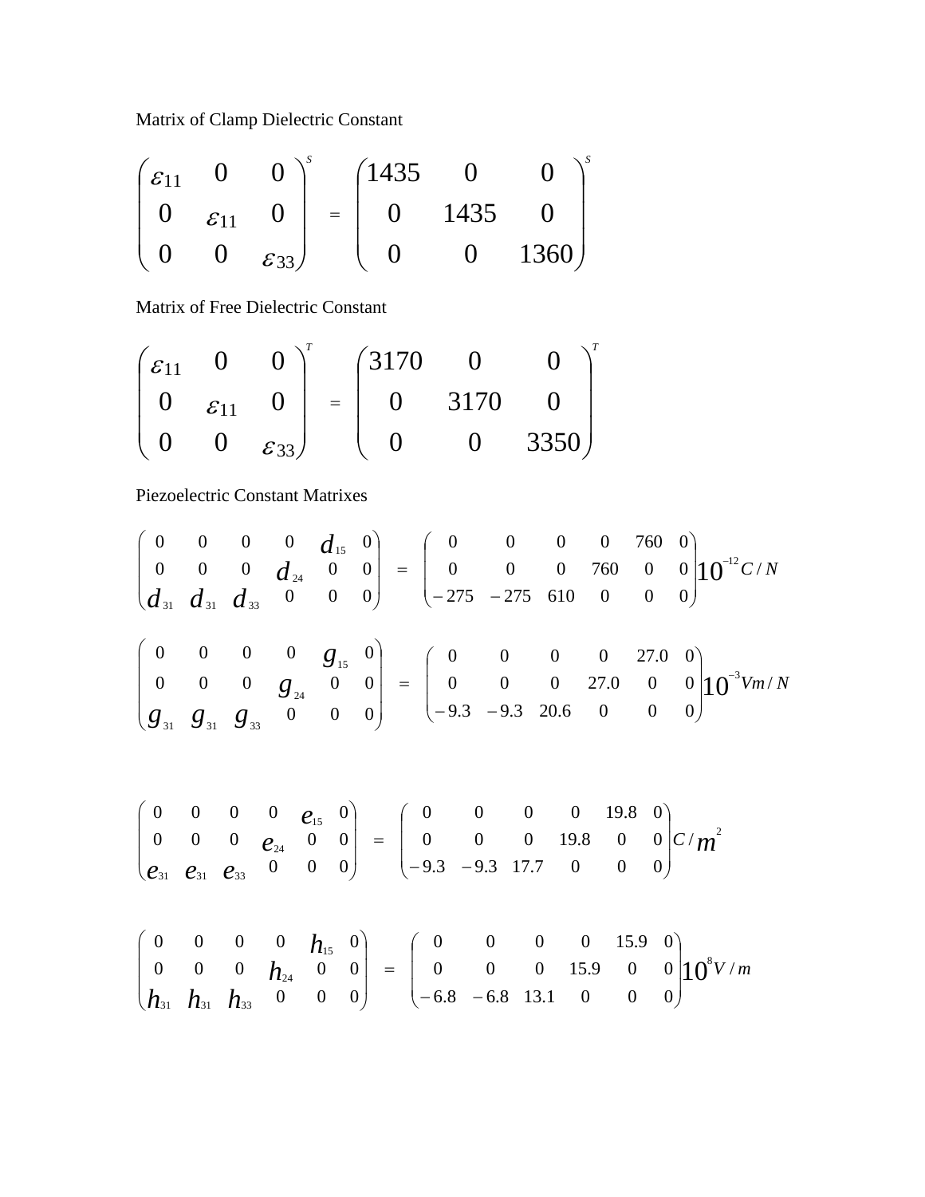Matrix of Clamp Dielectric Constant

$$\begin{pmatrix} \varepsilon_{11} & 0 & 0 \\ 0 & \varepsilon_{11} & 0 \\ 0 & 0 & \varepsilon_{33} \end{pmatrix}^S = \begin{pmatrix} 1435 & 0 & 0 \\ 0 & 1435 & 0 \\ 0 & 0 & 1360 \end{pmatrix}^S$$

Matrix of Free Dielectric Constant

$$\begin{pmatrix} \varepsilon_{11} & 0 & 0 \\ 0 & \varepsilon_{11} & 0 \\ 0 & 0 & \varepsilon_{33} \end{pmatrix}^T = \begin{pmatrix} 3170 & 0 & 0 \\ 0 & 3170 & 0 \\ 0 & 0 & 3350 \end{pmatrix}^T$$

Piezoelectric Constant Matrixes

$$\begin{pmatrix} 0 & 0 & 0 & 0 & d_{15} & 0 \\ 0 & 0 & 0 & d_{24} & 0 & 0 \\ d_{31} & d_{31} & d_{33} & 0 & 0 & 0 \end{pmatrix} = \begin{pmatrix} 0 & 0 & 0 & 0 & 760 & 0 \\ 0 & 0 & 0 & 760 & 0 & 0 \\ -275 & -275 & 610 & 0 & 0 & 0 \end{pmatrix} 10^{-12} C/N$$

$$\begin{pmatrix} 0 & 0 & 0 & 0 & g_{15} & 0 \\ 0 & 0 & 0 & g_{24} & 0 & 0 \\ g_{31} & g_{31} & g_{33} & 0 & 0 & 0 \end{pmatrix} = \begin{pmatrix} 0 & 0 & 0 & 0 & 27.0 & 0 \\ 0 & 0 & 0 & 27.0 & 0 & 0 \\ -9.3 & -9.3 & 20.6 & 0 & 0 & 0 \end{pmatrix} 10^{-3} Vm/N$$

$$\begin{pmatrix} 0 & 0 & 0 & 0 & e_{15} & 0 \\ 0 & 0 & 0 & e_{24} & 0 & 0 \\ e_{31} & e_{31} & e_{33} & 0 & 0 & 0 \end{pmatrix} = \begin{pmatrix} 0 & 0 & 0 & 0 & 19.8 & 0 \\ 0 & 0 & 0 & 19.8 & 0 & 0 \\ -9.3 & -9.3 & 17.7 & 0 & 0 & 0 \end{pmatrix} C/m^2$$

$$\begin{pmatrix} 0 & 0 & 0 & 0 & h_{15} & 0 \\ 0 & 0 & 0 & h_{24} & 0 & 0 \\ h_{31} & h_{31} & h_{33} & 0 & 0 & 0 \end{pmatrix} = \begin{pmatrix} 0 & 0 & 0 & 0 & 15.9 & 0 \\ 0 & 0 & 0 & 15.9 & 0 & 0 \\ -6.8 & -6.8 & 13.1 & 0 & 0 & 0 \end{pmatrix} 10^{8} V/m$$